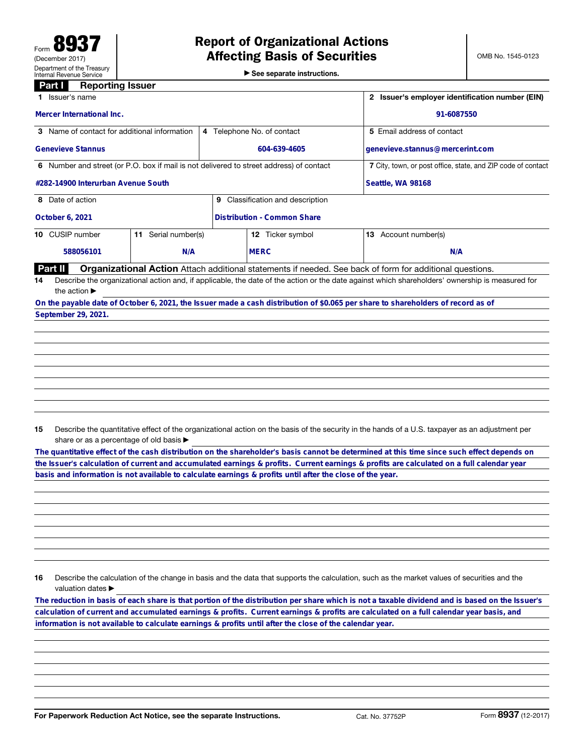Form **8937**
(December 2017)
Department of the Treasury
Internal Revenue Service

# Report of Organizational Actions Affecting Basis of Securities

► See separate instructions.

OMB No. 1545-0123

## Part I Reporting Issuer

| | | | |
|---|---|---|---|
| **1** Issuer's name<br>Mercer International Inc. | | | **2** Issuer's employer identification number (EIN)<br>91-6087550 |
| **3** Name of contact for additional information<br>Genevieve Stannus | **4** Telephone No. of contact<br>604-639-4605 | | **5** Email address of contact<br>genevieve.stannus@mercerint.com |
| **6** Number and street (or P.O. box if mail is not delivered to street address) of contact<br>#282-14900 Interurban Avenue South | | | **7** City, town, or post office, state, and ZIP code of contact<br>Seattle, WA 98168 |
| **8** Date of action<br>October 6, 2021 | **9** Classification and description<br>Distribution - Common Share | | |
| **10** CUSIP number<br>588056101 | **11** Serial number(s)<br>N/A | **12** Ticker symbol<br>MERC | **13** Account number(s)<br>N/A |

## Part II Organizational Action

Attach additional statements if needed. See back of form for additional questions.

**14** Describe the organizational action and, if applicable, the date of the action or the date against which shareholders' ownership is measured for the action ►

On the payable date of October 6, 2021, the Issuer made a cash distribution of $0.065 per share to shareholders of record as of September 29, 2021.

**15** Describe the quantitative effect of the organizational action on the basis of the security in the hands of a U.S. taxpayer as an adjustment per share or as a percentage of old basis ►

The quantitative effect of the cash distribution on the shareholder's basis cannot be determined at this time since such effect depends on the Issuer's calculation of current and accumulated earnings & profits. Current earnings & profits are calculated on a full calendar year basis and information is not available to calculate earnings & profits until after the close of the year.

**16** Describe the calculation of the change in basis and the data that supports the calculation, such as the market values of securities and the valuation dates ►

The reduction in basis of each share is that portion of the distribution per share which is not a taxable dividend and is based on the Issuer's calculation of current and accumulated earnings & profits. Current earnings & profits are calculated on a full calendar year basis, and information is not available to calculate earnings & profits until after the close of the calendar year.

For Paperwork Reduction Act Notice, see the separate Instructions. Cat. No. 37752P Form **8937** (12-2017)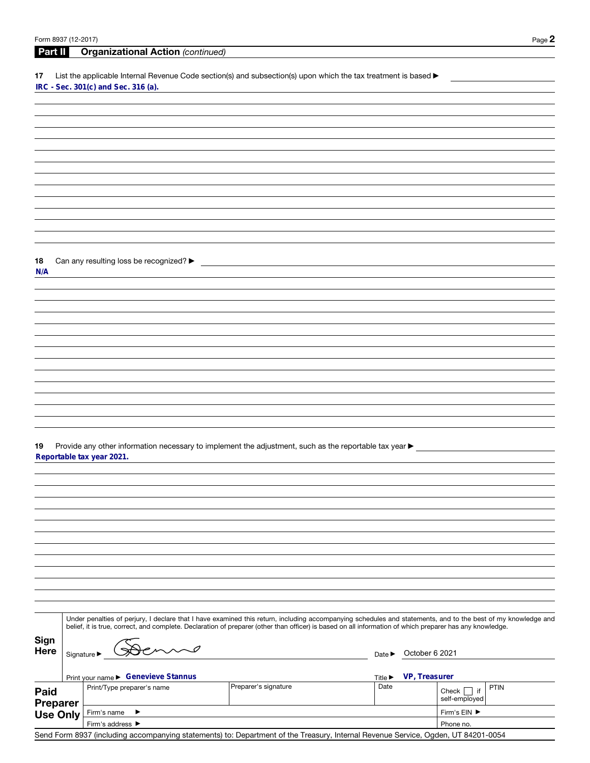Form 8937 (12-2017)

## Part II Organizational Action *(continued)*

**17** List the applicable Internal Revenue Code section(s) and subsection(s) upon which the tax treatment is based ▶

**IRC - Sec. 301(c) and Sec. 316 (a).**

**18** Can any resulting loss be recognized? ▶

**N/A**

**19** Provide any other information necessary to implement the adjustment, such as the reportable tax year ▶

**Reportable tax year 2021.**

**Sign Here**

Under penalties of perjury, I declare that I have examined this return, including accompanying schedules and statements, and to the best of my knowledge and belief, it is true, correct, and complete. Declaration of preparer (other than officer) is based on all information of which preparer has any knowledge.

Signature ▶ [signature] Date ▶ October 6 2021

Print your name ▶ **Genevieve Stannus** Title ▶ **VP, Treasurer**

| **Paid Preparer Use Only** | Print/Type preparer's name | Preparer's signature | Date | Check ☐ if self-employed | PTIN |
|---|---|---|---|---|---|
| | Firm's name ▶ | | | Firm's EIN ▶ | |
| | Firm's address ▶ | | | Phone no. | |

Send Form 8937 (including accompanying statements) to: Department of the Treasury, Internal Revenue Service, Ogden, UT 84201-0054